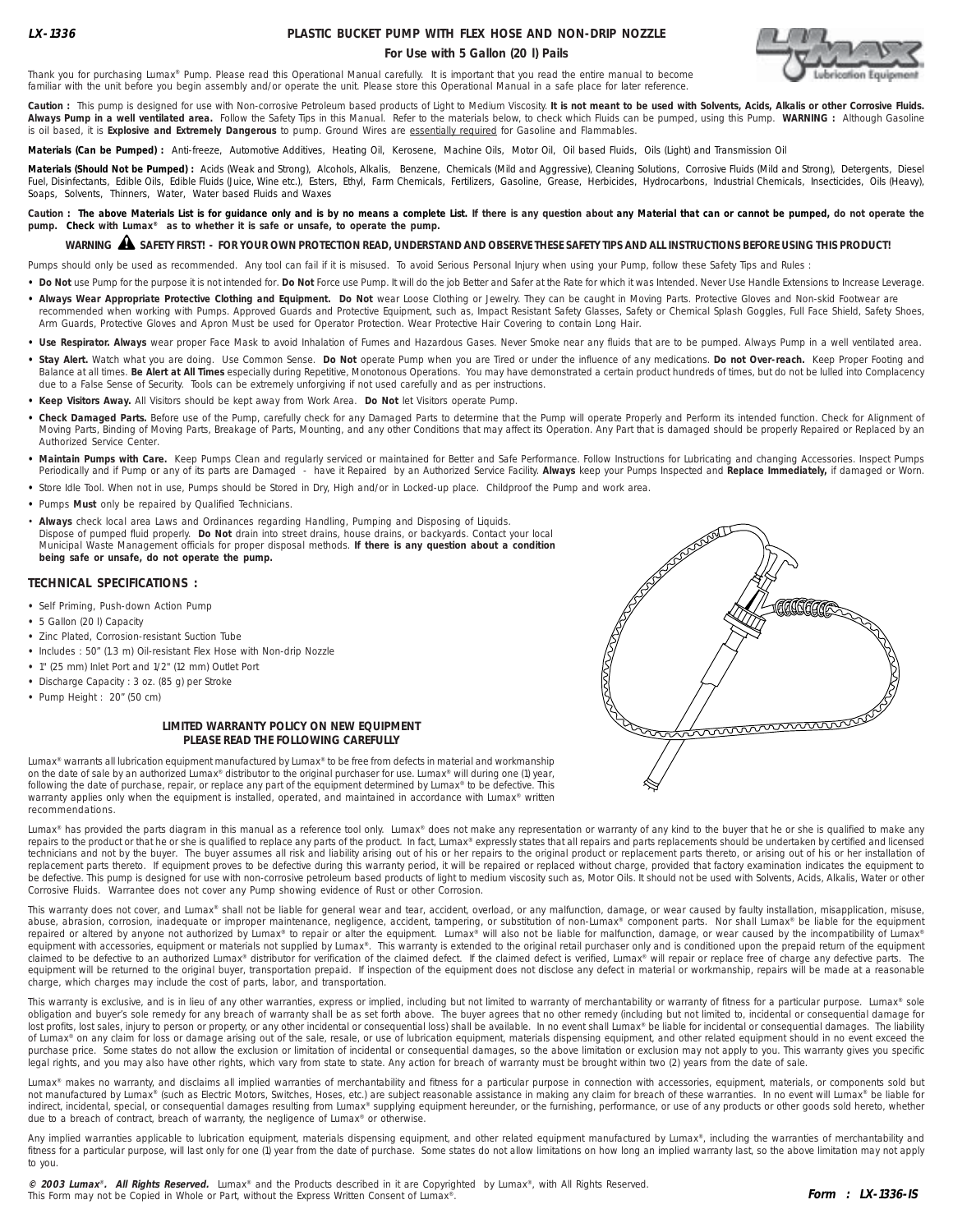**LX-1336**

# PLASTIC BUCKET PUMP WITH FLEX HOSE AND NON-DRIP NOZZLE

## For Use with 5 Gallon (20 l) Pails

Thank you for purchasing Lumax® Pump. Please read this Operational Manual carefully. It is important that you read the entire manual to become familiar with the unit before you begin assembly and/or operate the unit. Please store this Operational Manual in a safe place for later reference.

**Caution :** This pump is designed for use with Non-corrosive Petroleum based products of Light to Medium Viscosity. **It is not meant to be used with Solvents, Acids, Alkalis or other Corrosive Fluids. Always Pump in a well ventilated area.** Follow the Safety Tips in this Manual. Refer to the materials below, to check which Fluids can be pumped, using this Pump. **WARNING :** Although Gasoline is oil based, it is **Explosive and Extremely Dangerous** to pump. Ground Wires are essentially required for Gasoline and Flammables.

**Materials (Can be Pumped) :** Anti-freeze, Automotive Additives, Heating Oil, Kerosene, Machine Oils, Motor Oil, Oil based Fluids, Oils (Light) and Transmission Oil

**Materials (Should Not be Pumped) :** Acids (Weak and Strong), Alcohols, Alkalis, Benzene, Chemicals (Mild and Aggressive), Cleaning Solutions, Corrosive Fluids (Mild and Strong), Detergents, Diesel Fuel, Disinfectants, Edible Oils, Edible Fluids (Juice, Wine etc.), Esters, Ethyl, Farm Chemicals, Fertilizers, Gasoline, Grease, Herbicides, Hydrocarbons, Industrial Chemicals, Insecticides, Oils (Heavy), Soaps, Solvents, Thinners, Water, Water based Fluids and Waxes

**Caution : The above Materials List is for guidance only and is by no means a complete List. If there is any question about any Material that can or cannot be pumped, do not operate the pump. Check with Lumax® as to whether it is safe or unsafe, to operate the pump.**

**WARNING ⚠ SAFETY FIRST! - FOR YOUR OWN PROTECTION READ, UNDERSTAND AND OBSERVE THESE SAFETY TIPS AND ALL INSTRUCTIONS BEFORE USING THIS PRODUCT!**

Pumps should only be used as recommended. Any tool can fail if it is misused. To avoid Serious Personal Injury when using your Pump, follow these Safety Tips and Rules :

- **Do Not** use Pump for the purpose it is not intended for. **Do Not** Force use Pump. It will do the job Better and Safer at the Rate for which it was Intended. Never Use Handle Extensions to Increase Leverage.
- **Always Wear Appropriate Protective Clothing and Equipment. Do Not** wear Loose Clothing or Jewelry. They can be caught in Moving Parts. Protective Gloves and Non-skid Footwear are recommended when working with Pumps. Approved Guards and Protective Equipment, such as, Impact Resistant Safety Glasses, Safety or Chemical Splash Goggles, Full Face Shield, Safety Shoes, Arm Guards, Protective Gloves and Apron Must be used for Operator Protection. Wear Protective Hair Covering to contain Long Hair.
- **Use Respirator. Always** wear proper Face Mask to avoid Inhalation of Fumes and Hazardous Gases. Never Smoke near any fluids that are to be pumped. Always Pump in a well ventilated area.
- **Stay Alert.** Watch what you are doing. Use Common Sense. **Do Not** operate Pump when you are Tired or under the influence of any medications. **Do not Over-reach.** Keep Proper Footing and Balance at all times. **Be Alert at All Times** especially during Repetitive, Monotonous Operations. You may have demonstrated a certain product hundreds of times, but do not be lulled into Complacency due to a False Sense of Security. Tools can be extremely unforgiving if not used carefully and as per instructions.
- **Keep Visitors Away.** All Visitors should be kept away from Work Area. **Do Not** let Visitors operate Pump.
- **Check Damaged Parts.** Before use of the Pump, carefully check for any Damaged Parts to determine that the Pump will operate Properly and Perform its intended function. Check for Alignment of Moving Parts, Binding of Moving Parts, Breakage of Parts, Mounting, and any other Conditions that may affect its Operation. Any Part that is damaged should be properly Repaired or Replaced by an Authorized Service Center.
- **Maintain Pumps with Care.** Keep Pumps Clean and regularly serviced or maintained for Better and Safe Performance. Follow Instructions for Lubricating and changing Accessories. Inspect Pumps Periodically and if Pump or any of its parts are Damaged - have it Repaired by an Authorized Service Facility. **Always** keep your Pumps Inspected and **Replace Immediately,** if damaged or Worn.
- Store Idle Tool. When not in use, Pumps should be Stored in Dry, High and/or in Locked-up place. Childproof the Pump and work area.
- Pumps **Must** only be repaired by Qualified Technicians.
- **Always** check local area Laws and Ordinances regarding Handling, Pumping and Disposing of Liquids. Dispose of pumped fluid properly. **Do Not** drain into street drains, house drains, or backyards. Contact your local Municipal Waste Management officials for proper disposal methods. **If there is any question about a condition being safe or unsafe, do not operate the pump.**

## TECHNICAL SPECIFICATIONS :

- Self Priming, Push-down Action Pump
- 5 Gallon (20 l) Capacity
- Zinc Plated, Corrosion-resistant Suction Tube
- Includes : 50" (1.3 m) Oil-resistant Flex Hose with Non-drip Nozzle
- 1" (25 mm) Inlet Port and 1/2" (12 mm) Outlet Port
- Discharge Capacity : 3 oz. (85 g) per Stroke
- Pump Height : 20" (50 cm)

## LIMITED WARRANTY POLICY ON NEW EQUIPMENT
### PLEASE READ THE FOLLOWING CAREFULLY

Lumax® warrants all lubrication equipment manufactured by Lumax® to be free from defects in material and workmanship on the date of sale by an authorized Lumax® distributor to the original purchaser for use. Lumax® will during one (1) year, following the date of purchase, repair, or replace any part of the equipment determined by Lumax® to be defective. This warranty applies only when the equipment is installed, operated, and maintained in accordance with Lumax® written recommendations.

Lumax® has provided the parts diagram in this manual as a reference tool only. Lumax® does not make any representation or warranty of any kind to the buyer that he or she is qualified to make any repairs to the product or that he or she is qualified to replace any parts of the product. In fact, Lumax® expressly states that all repairs and parts replacements should be undertaken by certified and licensed technicians and not by the buyer. The buyer assumes all risk and liability arising out of his or her repairs to the original product or replacement parts thereto, or arising out of his or her installation of replacement parts thereto. If equipment proves to be defective during this warranty period, it will be repaired or replaced without charge, provided that factory examination indicates the equipment to be defective. This pump is designed for use with non-corrosive petroleum based products of light to medium viscosity such as, Motor Oils. It should not be used with Solvents, Acids, Alkalis, Water or other Corrosive Fluids. Warrantee does not cover any Pump showing evidence of Rust or other Corrosion.

This warranty does not cover, and Lumax® shall not be liable for general wear and tear, accident, overload, or any malfunction, damage, or wear caused by faulty installation, misapplication, misuse, abuse, abrasion, corrosion, inadequate or improper maintenance, negligence, accident, tampering, or substitution of non-Lumax® component parts. Nor shall Lumax® be liable for the equipment repaired or altered by anyone not authorized by Lumax® to repair or alter the equipment. Lumax® will also not be liable for malfunction, damage, or wear caused by the incompatibility of Lumax® equipment with accessories, equipment or materials not supplied by Lumax®. This warranty is extended to the original retail purchaser only and is conditioned upon the prepaid return of the equipment claimed to be defective to an authorized Lumax® distributor for verification of the claimed defect. If the claimed defect is verified, Lumax® will repair or replace free of charge any defective parts. The equipment will be returned to the original buyer, transportation prepaid. If inspection of the equipment does not disclose any defect in material or workmanship, repairs will be made at a reasonable charge, which charges may include the cost of parts, labor, and transportation.

This warranty is exclusive, and is in lieu of any other warranties, express or implied, including but not limited to warranty of merchantability or warranty of fitness for a particular purpose. Lumax® sole obligation and buyer's sole remedy for any breach of warranty shall be as set forth above. The buyer agrees that no other remedy (including but not limited to, incidental or consequential damage for lost profits, lost sales, injury to person or property, or any other incidental or consequential loss) shall be available. In no event shall Lumax® be liable for incidental or consequential damages. The liability of Lumax® on any claim for loss or damage arising out of the sale, resale, or use of lubrication equipment, materials dispensing equipment, and other related equipment should in no event exceed the purchase price. Some states do not allow the exclusion or limitation of incidental or consequential damages, so the above limitation or exclusion may not apply to you. This warranty gives you specific legal rights, and you may also have other rights, which vary from state to state. Any action for breach of warranty must be brought within two (2) years from the date of sale.

Lumax® makes no warranty, and disclaims all implied warranties of merchantability and fitness for a particular purpose in connection with accessories, equipment, materials, or components sold but not manufactured by Lumax® (such as Electric Motors, Switches, Hoses, etc.) are subject reasonable assistance in making any claim for breach of these warranties. In no event will Lumax® be liable for indirect, incidental, special, or consequential damages resulting from Lumax® supplying equipment hereunder, or the furnishing, performance, or use of any products or other goods sold hereto, whether due to a breach of contract, breach of warranty, the negligence of Lumax® or otherwise.

Any implied warranties applicable to lubrication equipment, materials dispensing equipment, and other related equipment manufactured by Lumax®, including the warranties of merchantability and fitness for a particular purpose, will last only for one (1) year from the date of purchase. Some states do not allow limitations on how long an implied warranty last, so the above limitation may not apply to you.

***© 2003 Lumax®. All Rights Reserved.*** Lumax® and the Products described in it are Copyrighted by Lumax®, with All Rights Reserved. This Form may not be Copied in Whole or Part, without the Express Written Consent of Lumax®.

**Form : LX-1336-IS**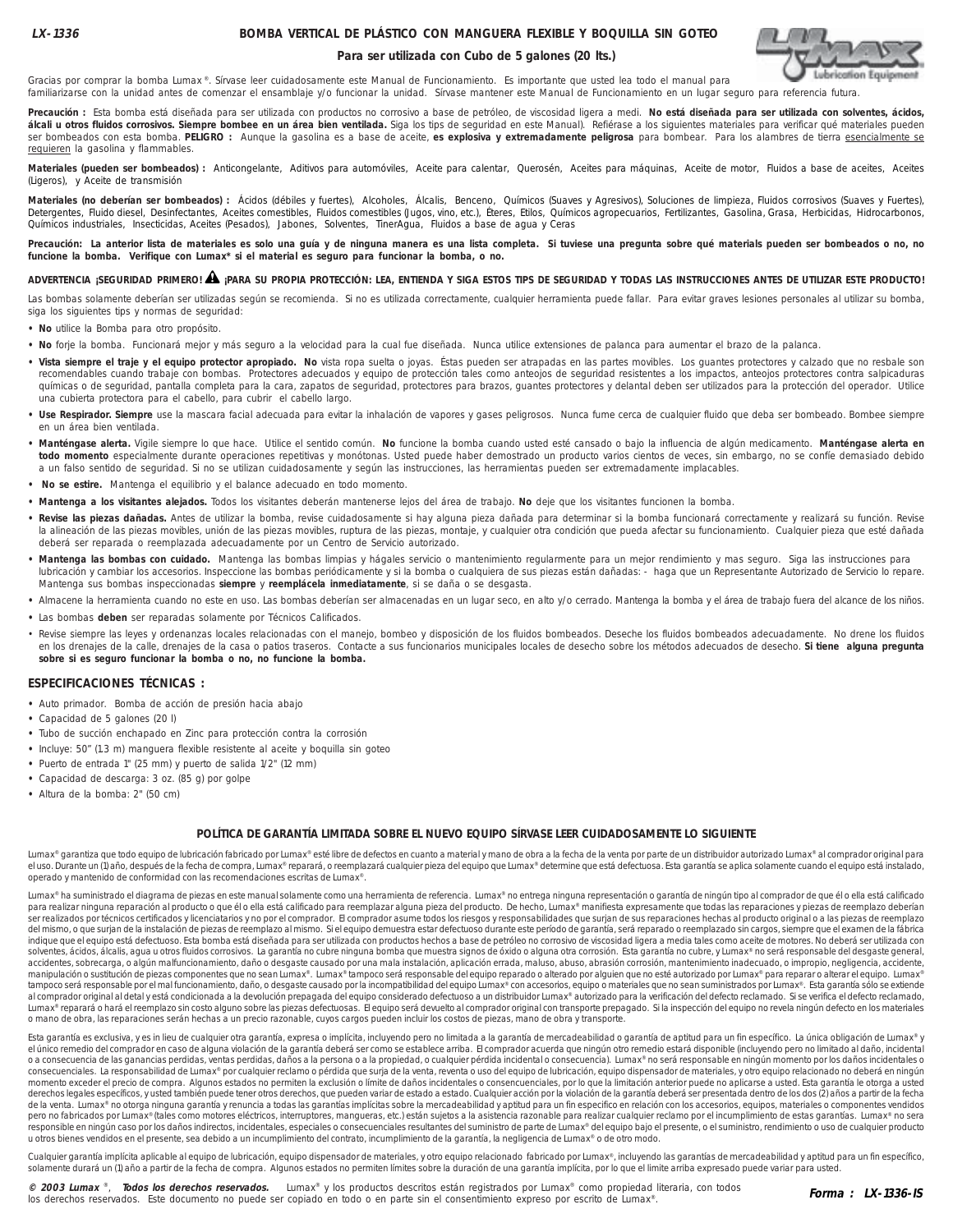LX-1336

# BOMBA VERTICAL DE PLÁSTICO CON MANGUERA FLEXIBLE Y BOQUILLA SIN GOTEO

## Para ser utilizada con Cubo de 5 galones (20 lts.)

Gracias por comprar la bomba Lumax®. Sírvase leer cuidadosamente este Manual de Funcionamiento. Es importante que usted lea todo el manual para familiarizarse con la unidad antes de comenzar el ensamblaje y/o funcionar la unidad. Sírvase mantener este Manual de Funcionamiento en un lugar seguro para referencia futura.

**Precaución :** Esta bomba está diseñada para ser utilizada con productos no corrosivo a base de petróleo, de viscosidad ligera a medi. **No está diseñada para ser utilizada con solventes, ácidos, álcali u otros fluidos corrosivos. Siempre bombee en un área bien ventilada.** Siga los tips de seguridad en este Manual). Refiérase a los siguientes materiales para verificar qué materiales pueden ser bombeados con esta bomba. **PELIGRO :** Aunque la gasolina es a base de aceite, **es explosiva y extremadamente peligrosa** para bombear. Para los alambres de tierra esencialmente se requieren la gasolina y flammables.

**Materiales (pueden ser bombeados) :** Anticongelante, Aditivos para automóviles, Aceite para calentar, Querosén, Aceites para máquinas, Aceite de motor, Fluidos a base de aceites, Aceites (Ligeros), y Aceite de transmisión

**Materiales (no deberían ser bombeados) :** Ácidos (débiles y fuertes), Alcoholes, Álcalis, Benceno, Químicos (Suaves y Agresivos), Soluciones de limpieza, Fluidos corrosivos (Suaves y Fuertes), Detergentes, Fluido diesel, Desinfectantes, Aceites comestibles, Fluidos comestibles (Jugos, vino, etc.), Éteres, Etilos, Químicos agropecuarios, Fertilizantes, Gasolina, Grasa, Herbicidas, Hidrocarbonos, Químicos industriales, Insecticidas, Aceites (Pesados), Jabones, Solventes, TinerAgua, Fluidos a base de agua y Ceras

**Precaución: La anterior lista de materiales es solo una guía y de ninguna manera es una lista completa. Si tuviese una pregunta sobre qué materials pueden ser bombeados o no, no funcione la bomba. Verifique con Lumax® si el material es seguro para funcionar la bomba, o no.**

**ADVERTENCIA ¡SEGURIDAD PRIMERO! ⚠ ¡PARA SU PROPIA PROTECCIÓN: LEA, ENTIENDA Y SIGA ESTOS TIPS DE SEGURIDAD Y TODAS LAS INSTRUCCIONES ANTES DE UTILIZAR ESTE PRODUCTO!**

Las bombas solamente deberían ser utilizadas según se recomienda. Si no es utilizada correctamente, cualquier herramienta puede fallar. Para evitar graves lesiones personales al utilizar su bomba, siga los siguientes tips y normas de seguridad:

- **No** utilice la Bomba para otro propósito.
- **No** forje la bomba. Funcionará mejor y más seguro a la velocidad para la cual fue diseñada. Nunca utilice extensiones de palanca para aumentar el brazo de la palanca.
- **Vista siempre el traje y el equipo protector apropiado. No** vista ropa suelta o joyas. Éstas pueden ser atrapadas en las partes movibles. Los guantes protectores y calzado que no resbale son recomendables cuando trabaje con bombas. Protectores adecuados y equipo de protección tales como anteojos de seguridad resistentes a los impactos, anteojos protectores contra salpicaduras químicas o de seguridad, pantalla completa para la cara, zapatos de seguridad, protectores para brazos, guantes protectores y delantal deben ser utilizados para la protección del operador. Utilice una cubierta protectora para el cabello, para cubrir el cabello largo.
- **Use Respirador. Siempre** use la mascara facial adecuada para evitar la inhalación de vapores y gases peligrosos. Nunca fume cerca de cualquier fluido que deba ser bombeado. Bombee siempre en un área bien ventilada.
- **Manténgase alerta.** Vigile siempre lo que hace. Utilice el sentido común. **No** funcione la bomba cuando usted esté cansado o bajo la influencia de algún medicamento. **Manténgase alerta en todo momento** especialmente durante operaciones repetitivas y monótonas. Usted puede haber demostrado un producto varios cientos de veces, sin embargo, no se confíe demasiado debido a un falso sentido de seguridad. Si no se utilizan cuidadosamente y según las instrucciones, las herramientas pueden ser extremadamente implacables.
- **No se estire.** Mantenga el equilibrio y el balance adecuado en todo momento.
- **Mantenga a los visitantes alejados.** Todos los visitantes deberán mantenerse lejos del área de trabajo. **No** deje que los visitantes funcionen la bomba.
- **Revise las piezas dañadas.** Antes de utilizar la bomba, revise cuidadosamente si hay alguna pieza dañada para determinar si la bomba funcionará correctamente y realizará su función. Revise la alineación de las piezas movibles, unión de las piezas movibles, ruptura de las piezas, montaje, y cualquier otra condición que pueda afectar su funcionamiento. Cualquier pieza que esté dañada deberá ser reparada o reemplazada adecuadamente por un Centro de Servicio autorizado.
- **Mantenga las bombas con cuidado.** Mantenga las bombas limpias y hágales servicio o mantenimiento regularmente para un mejor rendimiento y mas seguro. Siga las instrucciones para lubricación y cambiar los accesorios. Inspeccione las bombas periódicamente y si la bomba o cualquiera de sus piezas están dañadas: - haga que un Representante Autorizado de Servicio lo repare. Mantenga sus bombas inspeccionadas **siempre** y **reemplácela inmediatamente**, si se daña o se desgasta.
- Almacene la herramienta cuando no este en uso. Las bombas deberían ser almacenadas en un lugar seco, en alto y/o cerrado. Mantenga la bomba y el área de trabajo fuera del alcance de los niños.
- Las bombas **deben** ser reparadas solamente por Técnicos Calificados.
- Revise siempre las leyes y ordenanzas locales relacionadas con el manejo, bombeo y disposición de los fluidos bombeados. Deseche los fluidos bombeados adecuadamente. No drene los fluidos en los drenajes de la calle, drenajes de la casa o patios traseros. Contacte a sus funcionarios municipales locales de desecho sobre los métodos adecuados de desecho. **Si tiene alguna pregunta sobre si es seguro funcionar la bomba o no, no funcione la bomba.**

## ESPECIFICACIONES TÉCNICAS :

- Auto primador. Bomba de acción de presión hacia abajo
- Capacidad de 5 galones (20 l)
- Tubo de succión enchapado en Zinc para protección contra la corrosión
- Incluye: 50" (1.3 m) manguera flexible resistente al aceite y boquilla sin goteo
- Puerto de entrada 1" (25 mm) y puerto de salida 1/2" (12 mm)
- Capacidad de descarga: 3 oz. (85 g) por golpe
- Altura de la bomba: 2" (50 cm)

## POLÍTICA DE GARANTÍA LIMITADA SOBRE EL NUEVO EQUIPO SÍRVASE LEER CUIDADOSAMENTE LO SIGUIENTE

Lumax® garantiza que todo equipo de lubricación fabricado por Lumax® esté libre de defectos en cuanto a material y mano de obra a la fecha de la venta por parte de un distribuidor autorizado Lumax® al comprador original para el uso. Durante un (1) año, después de la fecha de compra, Lumax® reparará, o reemplazará cualquier pieza del equipo que Lumax® determine que está defectuosa. Esta garantía se aplica solamente cuando el equipo está instalado, operado y mantenido de conformidad con las recomendaciones escritas de Lumax®.

Lumax® ha suministrado el diagrama de piezas en este manual solamente como una herramienta de referencia. Lumax® no entrega ninguna representación o garantía de ningún tipo al comprador de que él o ella está calificado para realizar ninguna reparación al producto o que él o ella está calificado para reemplazar alguna pieza del producto. De hecho, Lumax® manifiesta expresamente que todas las reparaciones y piezas de reemplazo deberían ser realizados por técnicos certificados y licenciatarios y no por el comprador. El comprador asume todos los riesgos y responsabilidades que surjan de sus reparaciones hechas al producto original o a las piezas de reemplazo del mismo, o que surjan de la instalación de piezas de reemplazo al mismo. Si el equipo demuestra estar defectuoso durante este período de garantía, será reparado o reemplazado sin cargos, siempre que el examen de la fábrica indique que el equipo está defectuoso. Esta bomba está diseñada para ser utilizada con productos hechos a base de petróleo no corrosivo de viscosidad ligera a media tales como aceite de motores. No deberá ser utilizada con solventes, ácidos, álcalis, agua u otros fluidos corrosivos. La garantía no cubre ninguna bomba que muestra signos de óxido o alguna otra corrosión. Esta garantía no cubre, y Lumax® no será responsable del desgaste general, accidentes, sobrecarga, o algún malfuncionamiento, daño o desgaste causado por una mala instalación, aplicación errada, maluso, abuso, abrasión corrosión, mantenimiento inadecuado, o impropio, negligencia, accidente, manipulación o sustitución de piezas componentes que no sean Lumax®. Lumax® tampoco será responsable del equipo reparado o alterado por alguien que no esté autorizado por Lumax® para reparar o alterar el equipo. Lumax® tampoco será responsable por el mal funcionamiento, daño, o desgaste causado por la incompatibilidad del equipo Lumax® con accesorios, equipo o materiales que no sean suministrados por Lumax®. Esta garantía sólo se extiende al comprador original al detal y está condicionada a la devolución prepagada del equipo considerado defectuoso a un distribuidor Lumax® autorizado para la verificación del defecto reclamado. Si se verifica el defecto reclamado, Lumax® reparará o hará el reemplazo sin costo alguno sobre las piezas defectuosas. El equipo será devuelto al comprador original con transporte prepagado. Si la inspección del equipo no revela ningún defecto en los materiales o mano de obra, las reparaciones serán hechas a un precio razonable, cuyos cargos pueden incluir los costos de piezas, mano de obra y transporte.

Esta garantía es exclusiva, y es in lieu de cualquier otra garantía, expresa o implícita, incluyendo pero no limitada a la garantía de mercadeabilidad o garantía de aptitud para un fin específico. La única obligación de Lumax® y el único remedio del comprador en caso de alguna violación de la garantía deberá ser como se establece arriba. El comprador acuerda que ningún otro remedio estará disponible (incluyendo pero no limitado al daño, incidental o a consecuencia de las ganancias perdidas, ventas perdidas, daños a la persona o a la propiedad, o cualquier pérdida incidental o consecuencia). Lumax® no será responsable en ningún momento por los daños incidentales o consecuenciales. La responsabilidad de Lumax® por cualquier reclamo o pérdida que surja de la venta, reventa o uso del equipo de lubricación, equipo dispensador de materiales, y otro equipo relacionado no deberá en ningún momento exceder el precio de compra. Algunos estados no permiten la exclusión o límite de daños incidentales o consecuenciales, por lo que la limitación anterior puede no aplicarse a usted. Esta garantía le otorga a usted derechos legales específicos, y usted también puede tener otros derechos, que pueden variar de estado a estado. Cualquier acción por la violación de la garantía deberá ser presentada dentro de los dos (2) años a partir de la fecha de la venta. Lumax® no otorga ninguna garantía y renuncia a todas las garantías implícitas sobre la mercadeabilidad y aptitud para un fin especifico en relación con los accesorios, equipos, materiales o componentes vendidos pero no fabricados por Lumax® (tales como motores eléctricos, interruptores, mangueras, etc.) están sujetos a la asistencia razonable para realizar cualquier reclamo por el incumplimiento de estas garantías. Lumax® no sera responsible en ningún caso por los daños indirectos, incidentales, especiales o consecuenciales resultantes del suministro de parte de Lumax® del equipo bajo el presente, o el suministro, rendimiento o uso de cualquier producto u otros bienes vendidos en el presente, sea debido a un incumplimiento del contrato, incumplimiento de la garantía, la negligencia de Lumax® o de otro modo.

Cualquier garantía implícita aplicable al equipo de lubricación, equipo dispensador de materiales, y otro equipo relacionado fabricado por Lumax®, incluyendo las garantías de mercadeabilidad y aptitud para un fin específico, solamente durará un (1) año a partir de la fecha de compra. Algunos estados no permiten límites sobre la duración de una garantía implícita, por lo que el límite arriba expresado puede variar para usted.

***© 2003 Lumax®, Todos los derechos reservados.*** Lumax® y los productos descritos están registrados por Lumax® como propiedad literaria, con todos los derechos reservados. Este documento no puede ser copiado en todo o en parte sin el consentimiento expreso por escrito de Lumax®.

***Forma : LX-1336-IS***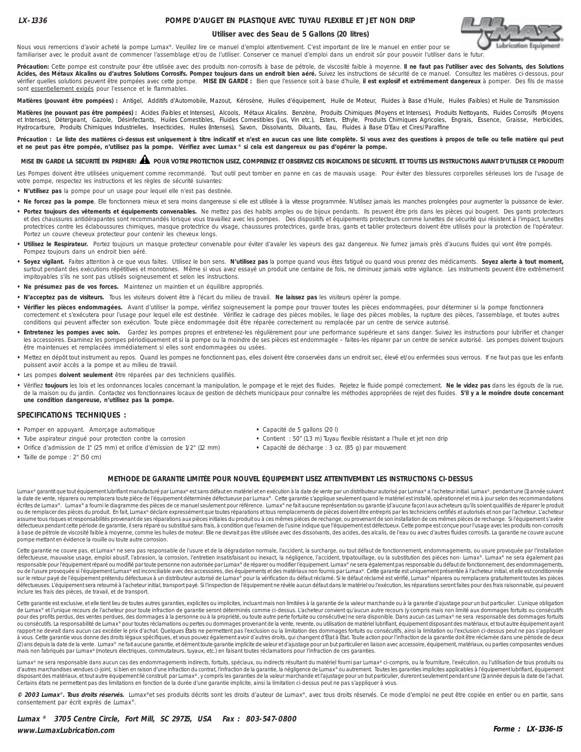LX-1336

# POMPE D'AUGET EN PLASTIQUE AVEC TUYAU FLEXIBLE ET JET NON DRIP

**Utiliser avec des Seau de 5 Gallons (20 litres)**

Nous vous remercions d'avoir acheté la pompe Lumax®. Veuillez lire ce manuel d'emploi attentivement. C'est important de lire le manuel en entier pour se familiariser avec le produit avant de commencer l'assemblage et/ou de l'utiliser. Conserver ce manuel d'emploi dans un endroit sûr pour pouvoir l'utiliser dans le futur.

**Précaution:** Cette pompe est construite pour être utilisée avec des produits non-corrosifs à base de pétrole, de viscosité faible à moyenne. **Il ne faut pas l'utiliser avec des Solvants, des Solutions Acides, des Métaux Alcalins ou d'autres Solutions Corrosifs. Pompez toujours dans un endroit bien aéré.** Suivez les instructions de sécurité de ce manuel. Consultez les matières ci-dessous, pour vérifier quelles solutions peuvent être pompées avec cette pompe. **MISE EN GARDE :** Bien que l'essence soit à base d'huile, **il est explosif et extrêmement dangereux** à pomper. Des fils de masse sont essentiellement exigés pour l'essence et le flammables.

**Matières (pouvant être pompées) :** Antigel, Additifs d'Automobile, Mazout, Kérosène, Huiles d'équipement, Huile de Moteur, Fluides à Base d'Huile, Huiles (Faibles) et Huile de Transmission

**Matières (ne pouvant pas être pompées) :** Acides (Faibles et Intenses), Alcools, Métaux Alcalins. Benzène, Produits Chimiques (Moyens et Intenses), Produits Nettoyants, Fluides Corrosifs (Moyens et Intenses), Détergeant, Gazole, Désinfectants, Huiles Comestibles, Fluides Comestibles (Jus, Vin etc.), Esters, Ethyle, Produits Chimiques Agricoles, Engrais, Essence, Graisse, Herbicides, Hydrocarbure, Produits Chimiques Industrielles, Insecticides, Huiles (Intenses), Savon, Dissolvants, Diluants, Eau, Fluides à Base D'Eau et Cires/Paraffine

**Précaution : Le liste des matières ci-dessus est uniquement à titre indicatif et n'est en aucun cas une liste complète. Si vous avez des questions à propos de telle ou telle matière qui peut et ne peut pas être pompée, n'utilisez pas la pompe. Vérifiez avec Lumax ® si cela est dangereux ou pas d'opérer la pompe.**

**MISE EN GARDE LA SECURITÉ EN PREMIER! ⚠ POUR VOTRE PROTECTION LISEZ, COMPRENEZ ET OBSERVEZ CES INDICATIONS DE SÉCURITÉ. ET TOUTES LES INSTRUCTIONS AVANT D'UTILISER CE PRODUIT!**

Les Pompes doivent être utilisées uniquement comme recommandé. Tout outil peut tomber en panne en cas de mauvais usage. Pour éviter des blessures corporelles sérieuses lors de l'usage de votre pompe, respectez les instructions et les règles de sécurité suivantes:

- **N'utilisez pas** la pompe pour un usage pour lequel elle n'est pas destinée.
- **Ne forcez pas la pompe**. Elle fonctionnera mieux et sera moins dangereuse si elle est utilisée à la vitesse programmée. N'utilisez jamais les manches prolongées pour augmenter la puissance de levier.
- **Portez toujours des vêtements et équipements convenables.** Ne mettez pas des habits amples ou de bijoux pendants. Ils peuvent être pris dans les pièces qui bougent. Des gants protecteurs et des chaussures antidérapantes sont recommandés lorsque vous travaillez avec les pompes. Des dispositifs et équipements protecteurs comme lunettes de sécurité qui résistent à l'impact, lunettes protectrices contre les éclaboussures chimiques, masque protectrice du visage, chaussures protectrices, garde bras, gants et tablier protecteurs doivent être utilisés pour la protection de l'opérateur. Portez un couvre cheveux protecteur pour contenir les cheveux longs.
- **Utilisez le Respirateur.** Portez toujours un masque protecteur convenable pour éviter d'avaler les vapeurs des gaz dangereux. Ne fumez jamais près d'aucuns fluides qui vont être pompés. Pompez toujours dans un endroit bien aéré.
- **Soyez vigilant.** Faites attention à ce que vous faites. Utilisez le bon sens. **N'utilisez pas** la pompe quand vous êtes fatigué ou quand vous prenez des médicaments. **Soyez alerte à tout moment,** surtout pendant des exécutions répétitives et monotones. Même si vous avez essayé un produit une centaine de fois, ne diminuez jamais votre vigilance. Les instruments peuvent être extrêmement impitoyables s'ils ne sont pas utilisés soigneusement et selon les instructions.
- **Ne présumez pas de vos forces.** Maintenez un maintien et un équilibre appropriés.
- **N'acceptez pas de visiteurs.** Tous les visiteurs doivent être à l'écart du milieu de travail. **Ne laissez pas** les visiteurs opérer la pompe.
- **Vérifier les pièces endommagées.** Avant d'utiliser la pompe, vérifiez soigneusement la pompe pour trouver toutes les pièces endommagées, pour déterminer si la pompe fonctionnera correctement et s'exécutera pour l'usage pour lequel elle est destinée. Vérifiez le cadrage des pièces mobiles, le liage des pièces mobiles, la rupture des pièces, l'assemblage, et toutes autres conditions qui peuvent affecter son exécution. Toute pièce endommagée doit être réparée correctement ou remplacée par un centre de service autorisé.
- **Entretenez les pompes avec soin.** Gardez les pompes propres et entretenez-les régulièrement pour une performance supérieure et sans danger. Suivez les instructions pour lubrifier et changer les accessoires. Examinez les pompes périodiquement et si la pompe ou la moindre de ses pièces est endommagée – faites-les réparer par un centre de service autorisé. Les pompes doivent toujours être maintenues et remplacées immédiatement si elles sont endommagées ou usées.
- Mettez en dépôt tout instrument au repos. Quand les pompes ne fonctionnent pas, elles doivent être conservées dans un endroit sec, élevé et/ou enfermées sous verrous. Il ne faut pas que les enfants puissent avoir accès à la pompe et au milieu de travail.
- Les pompes **doivent seulement** être réparées par des techniciens qualifiés.
- Vérifiez **toujours** les lois et les ordonnances locales concernant la manipulation, le pompage et le rejet des fluides. Rejetez le fluide pompé correctement. **Ne le videz pas** dans les égouts de la rue, de la maison ou du jardin. Contactez vos fonctionnaires locaux de gestion de déchets municipaux pour connaître les méthodes appropriées de rejet des fluides. **S'il y a le moindre doute concernant une condition dangereuse, n'utilisez pas la pompe.**

## SPECIFICATIONS TECHNIQUES :

- Pomper en appuyant. Amorçage automatique
- Tube aspirateur zingué pour protection contre la corrosion
- Orifice d'admission de 1" (25 mm) et orifice d'émission de 1/2" (12 mm)
- Taille de pompe : 2" (50 cm)
- Capacité de 5 gallons (20 l)
- Contient : 50" (1.3 m) Tuyau flexible résistant a l'huile et jet non drip
- Capacité de décharge : 3 oz. (85 g) par mouvement

## METHODE DE GARANTIE LIMITÉE POUR NOUVEL ÉQUIPEMENT LISEZ ATTENTIVEMENT LES INSTRUCTIONS CI-DESSUS

Lumax® garantit que tout équipement lubrifiant manufacturé par Lumax® est sans défaut en matériel et en exécution à la date de vente par un distributeur autorisé par Lumax® à l'acheteur initial. Lumax®, pendant une (1) année suivant la date de vente, réparera ou remplacera toute pièce de l'équipement déterminée défectueuse par Lumax®. Cette garantie s'applique seulement quand le matériel est installé, opérationnel et mis à jour selon des recommandations écrites de Lumax®. Lumax® a fourni le diagramme des pièces de ce manuel seulement pour référence. Lumax® ne fait aucune représentation ou garantie (d'aucune façon) aux acheteurs qu'ils soient qualifiés de réparer le produit ou de remplacer des pièces du produit. En fait, Lumax® déclare expressément que toutes réparations et tous remplacements de pièces doivent être entrepris par les techniciens certifiés et autorisés et non par l'acheteur. L'acheteur assume tous risques et responsabilités provenant de ses réparations aux pièces initiales du produit ou à ces mêmes pièces de rechange, ou provenant de son installation de ces mêmes pièces de rechange. Si l'équipement s'avère défectueux pendant cette période de garantie, il sera réparé ou substitué sans frais, à condition que l'examen de l'usine indique que l'équipement est défectueux. Cette pompe est conçue pour l'usage avec les produits non-corrosifs à base de pétrole de viscosité faible à moyenne, comme les huiles de moteur. Elle ne devrait pas être utilisée avec des dissolvants, des acides, des alcalis, de l'eau ou avec d'autres fluides corrosifs. La garantie ne couvre aucune pompe mettant en évidence la rouille ou toute autre corrosion.

Cette garantie ne couvre pas, et Lumax® ne sera pas responsable de l'usure et de la dégradation normale, l'accident, la surcharge, ou tout défaut de fonctionnement, endommagements, ou usure provoquée par l'installation défectueuse, mauvaise usage, emploi abusif, l'abrasion, la corrosion, l'entretien insatisfaisant ou inexact, la négligence, l'accident, tripatouillage, ou la substitution des pièces non- Lumax®. Lumax® ne sera également pas responsable pour l'équipement réparé ou modifié par toute personne non autorisée par Lumax® de réparer ou modifier l'équipement. Lumax® ne sera également pas responsable du défaut de fonctionnement, des endommagements, ou de l'usure provoquée si l'équipement Lumax® est inconciliable avec des accessoires, des équipements et des matériaux non fournis par Lumax®. Cette garantie est uniquement présentée à l'acheteur initial, et elle est conditionnée sur le retour payé de l'équipement prétendu défectueux à un distributeur autorisé de Lumax® pour la vérification du défaut réclamé. Si le défaut réclamé est vérifié, Lumax® réparera ou remplacera gratuitement toutes les pièces défectueuses. L'équipement sera retourné à l'acheteur initial, transport payé. Si l'inspection de l'équipement ne révèle aucun défaut dans le matériel ou l'exécution, les réparations seront faites pour des frais raisonnable, qui peuvent inclure les frais des pièces, de travail, et de transport.

Cette garantie est exclusive, et elle tient lieu de toutes autres garanties, explicites ou implicites, incluant mais non limitées à la garantie de la valeur marchande ou à la garantie d'ajustage pour un but particulier. L'unique obligation de Lumax® et l'unique recours de l'acheteur pour toute infraction de garantie seront déterminés comme ci-dessus. L'acheteur convient qu'aucun autre recours (y compris mais non limité aux dommages fortuits ou consécutifs pour des profits perdus, des ventes perdues, des dommages à la personne ou à la propriété, ou toute autre perte fortuite ou consécutive) ne sera disponible. Dans aucun cas Lumax® ne sera responsable des dommages fortuits ou consécutifs. La responsabilité de Lumax® pour toutes réclamations ou pertes ou dommages provenant de la vente, revente, ou utilisation de matériel lubrifiant, équipement disposant des matériaux, et tout autre équipement ayant rapport ne devrait dans aucun cas excéder le prix d'achat. Quelques États ne permettent pas l'exclusion ou la limitation des dommages fortuits ou consécutifs, ainsi la limitation ou l'exclusion ci-dessus peut ne pas s'appliquer à vous. Cette garantie vous donne des droits légaux spécifiques, et vous pouvez également avoir d'autres droits, qui changent d'État à État. Toute action pour l'infraction de la garantie doit être réclamée dans une période de deux (2) ans depuis la date de la vente. Lumax® ne fait aucune garantie, et dément toute garantie implicite de valeur et d'ajustage pour un but particulier en liaison avec accessoire, équipement, matériaux, ou parties composantes vendues mais non fabriqués par Lumax® (moteurs électriques, commutateurs, tuyaux, etc.) en faisant toutes réclamations pour l'infraction de ces garanties.

Lumax® ne sera responsable dans aucun cas des endommagements indirects, fortuits, spéciaux, ou indirects résultant du matériel fourni par Lumax® ci-compris, ou la fourniture, l'exécution, ou l'utilisation de tous produits ou d'autres marchandises vendues ci-joint, si bien en raison d'une infraction du contrat, l'infraction de la garantie, la négligence de Lumax® ou autrement. Toutes les garanties implicites applicables à l'équipement lubrifiant, équipement disposant des matériaux, et tout autre équipement lié construit par Lumax®, y compris les garanties de la valeur marchande et l'ajustage pour un but particulier, dureront seulement pendant une (1) année depuis la date de l'achat. Certains états ne permettent pas des limitations en fonction de la durée d'une garantie implicite, ainsi la limitation ci-dessus peut ne pas s'appliquer à vous.

***© 2003 Lumax®. Tous droits réservés.*** Lumax® et ses produits décrits sont les droits d'auteur de Lumax®, avec tous droits réservés. Ce mode d'emploi ne peut être copiée en entier ou en partie, sans consentement par écrit exprès de Lumax®.

***Lumax ® 3705 Centre Circle, Fort Mill, SC 29715, USA Fax : 803-547-0800***
***www.LumaxLubrication.com***

***Forme : LX-1336-IS***